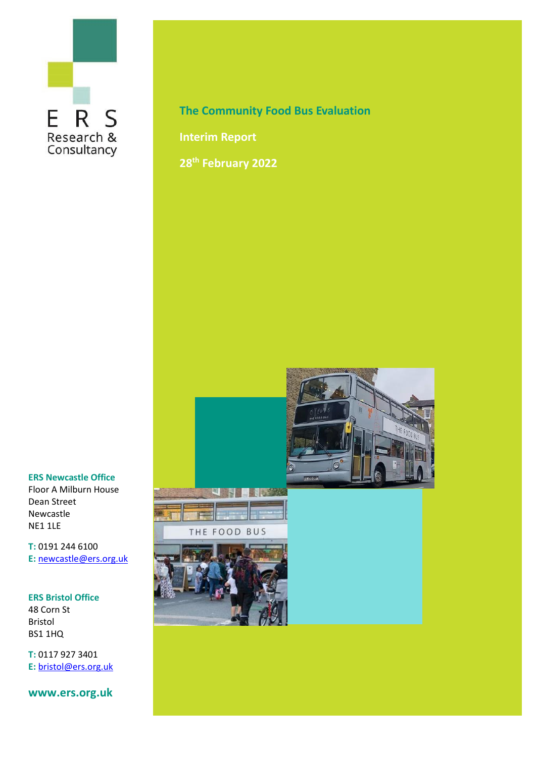ERS Research & Consultancy

# The Community Food Bus Evaluation

## Interim Report

**28th February 2022**

**ERS Newcastle Office**
Floor A Milburn House
Dean Street
Newcastle
NE1 1LE

**T:** 0191 244 6100
**E:** newcastle@ers.org.uk

**ERS Bristol Office**
48 Corn St
Bristol
BS1 1HQ

**T:** 0117 927 3401
**E:** bristol@ers.org.uk

**www.ers.org.uk**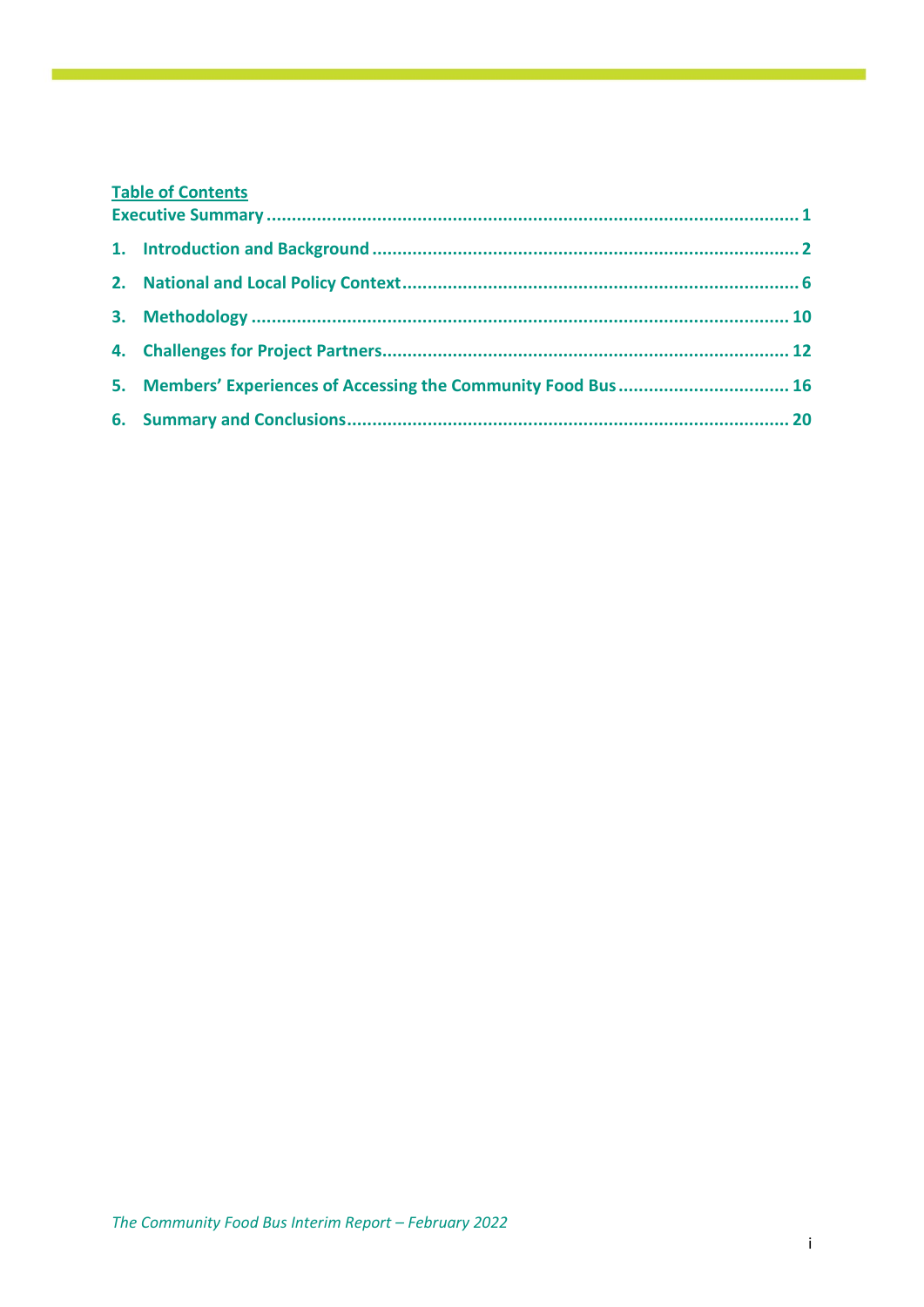**Table of Contents**

**Executive Summary** ........................................................................................................ 1

1. **Introduction and Background** .................................................................................... 2
2. **National and Local Policy Context** .............................................................................. 6
3. **Methodology** ........................................................................................................... 10
4. **Challenges for Project Partners** ................................................................................ 12
5. **Members' Experiences of Accessing the Community Food Bus** .................................. 16
6. **Summary and Conclusions** ....................................................................................... 20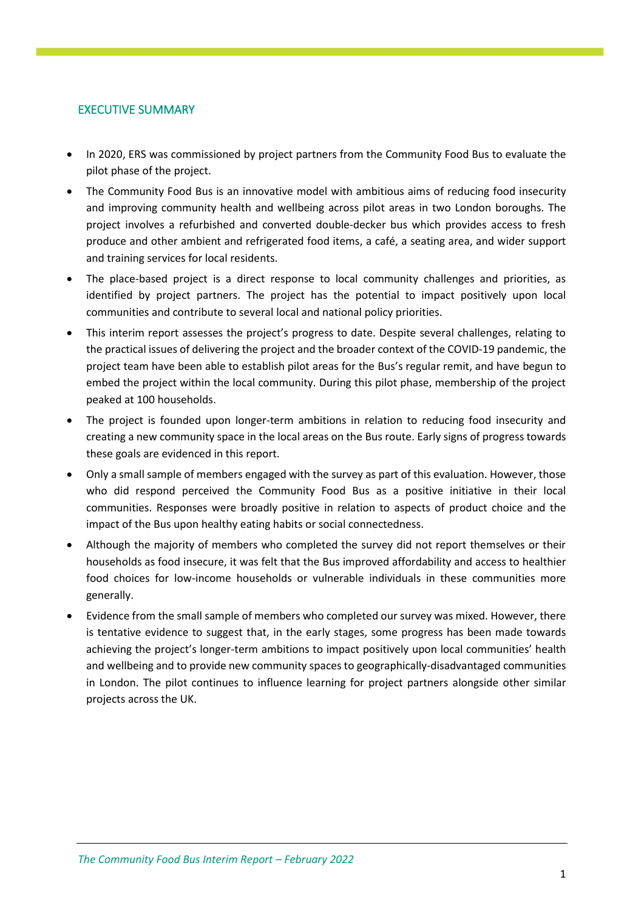## EXECUTIVE SUMMARY

- In 2020, ERS was commissioned by project partners from the Community Food Bus to evaluate the pilot phase of the project.
- The Community Food Bus is an innovative model with ambitious aims of reducing food insecurity and improving community health and wellbeing across pilot areas in two London boroughs. The project involves a refurbished and converted double-decker bus which provides access to fresh produce and other ambient and refrigerated food items, a café, a seating area, and wider support and training services for local residents.
- The place-based project is a direct response to local community challenges and priorities, as identified by project partners. The project has the potential to impact positively upon local communities and contribute to several local and national policy priorities.
- This interim report assesses the project's progress to date. Despite several challenges, relating to the practical issues of delivering the project and the broader context of the COVID-19 pandemic, the project team have been able to establish pilot areas for the Bus's regular remit, and have begun to embed the project within the local community. During this pilot phase, membership of the project peaked at 100 households.
- The project is founded upon longer-term ambitions in relation to reducing food insecurity and creating a new community space in the local areas on the Bus route. Early signs of progress towards these goals are evidenced in this report.
- Only a small sample of members engaged with the survey as part of this evaluation. However, those who did respond perceived the Community Food Bus as a positive initiative in their local communities. Responses were broadly positive in relation to aspects of product choice and the impact of the Bus upon healthy eating habits or social connectedness.
- Although the majority of members who completed the survey did not report themselves or their households as food insecure, it was felt that the Bus improved affordability and access to healthier food choices for low-income households or vulnerable individuals in these communities more generally.
- Evidence from the small sample of members who completed our survey was mixed. However, there is tentative evidence to suggest that, in the early stages, some progress has been made towards achieving the project's longer-term ambitions to impact positively upon local communities' health and wellbeing and to provide new community spaces to geographically-disadvantaged communities in London. The pilot continues to influence learning for project partners alongside other similar projects across the UK.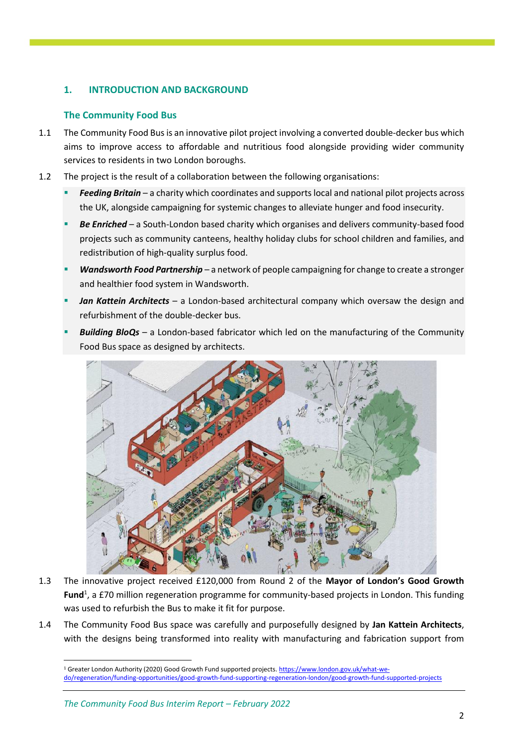# 1. INTRODUCTION AND BACKGROUND

## The Community Food Bus

1.1 The Community Food Bus is an innovative pilot project involving a converted double-decker bus which aims to improve access to affordable and nutritious food alongside providing wider community services to residents in two London boroughs.

1.2 The project is the result of a collaboration between the following organisations:

- ***Feeding Britain*** – a charity which coordinates and supports local and national pilot projects across the UK, alongside campaigning for systemic changes to alleviate hunger and food insecurity.
- ***Be Enriched*** – a South-London based charity which organises and delivers community-based food projects such as community canteens, healthy holiday clubs for school children and families, and redistribution of high-quality surplus food.
- ***Wandsworth Food Partnership*** – a network of people campaigning for change to create a stronger and healthier food system in Wandsworth.
- ***Jan Kattein Architects*** – a London-based architectural company which oversaw the design and refurbishment of the double-decker bus.
- ***Building BloQs*** – a London-based fabricator which led on the manufacturing of the Community Food Bus space as designed by architects.

1.3 The innovative project received £120,000 from Round 2 of the **Mayor of London's Good Growth Fund**[1], a £70 million regeneration programme for community-based projects in London. This funding was used to refurbish the Bus to make it fit for purpose.

1.4 The Community Food Bus space was carefully and purposefully designed by **Jan Kattein Architects**, with the designs being transformed into reality with manufacturing and fabrication support from

[1] Greater London Authority (2020) Good Growth Fund supported projects. https://www.london.gov.uk/what-we-do/regeneration/funding-opportunities/good-growth-fund-supporting-regeneration-london/good-growth-fund-supported-projects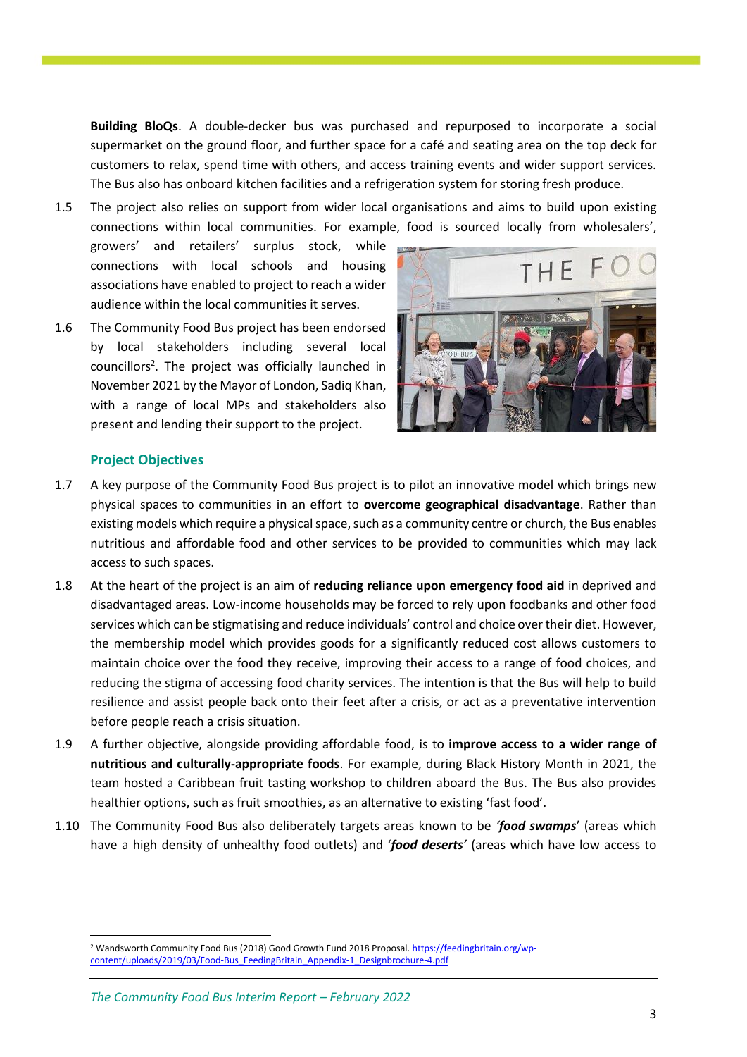**Building BloQs**. A double-decker bus was purchased and repurposed to incorporate a social supermarket on the ground floor, and further space for a café and seating area on the top deck for customers to relax, spend time with others, and access training events and wider support services. The Bus also has onboard kitchen facilities and a refrigeration system for storing fresh produce.

1.5 The project also relies on support from wider local organisations and aims to build upon existing connections within local communities. For example, food is sourced locally from wholesalers', growers' and retailers' surplus stock, while connections with local schools and housing associations have enabled to project to reach a wider audience within the local communities it serves.

1.6 The Community Food Bus project has been endorsed by local stakeholders including several local councillors[2]. The project was officially launched in November 2021 by the Mayor of London, Sadiq Khan, with a range of local MPs and stakeholders also present and lending their support to the project.

### Project Objectives

1.7 A key purpose of the Community Food Bus project is to pilot an innovative model which brings new physical spaces to communities in an effort to **overcome geographical disadvantage**. Rather than existing models which require a physical space, such as a community centre or church, the Bus enables nutritious and affordable food and other services to be provided to communities which may lack access to such spaces.

1.8 At the heart of the project is an aim of **reducing reliance upon emergency food aid** in deprived and disadvantaged areas. Low-income households may be forced to rely upon foodbanks and other food services which can be stigmatising and reduce individuals' control and choice over their diet. However, the membership model which provides goods for a significantly reduced cost allows customers to maintain choice over the food they receive, improving their access to a range of food choices, and reducing the stigma of accessing food charity services. The intention is that the Bus will help to build resilience and assist people back onto their feet after a crisis, or act as a preventative intervention before people reach a crisis situation.

1.9 A further objective, alongside providing affordable food, is to **improve access to a wider range of nutritious and culturally-appropriate foods**. For example, during Black History Month in 2021, the team hosted a Caribbean fruit tasting workshop to children aboard the Bus. The Bus also provides healthier options, such as fruit smoothies, as an alternative to existing 'fast food'.

1.10 The Community Food Bus also deliberately targets areas known to be ***'food swamps'*** (areas which have a high density of unhealthy food outlets) and '***food deserts'*** (areas which have low access to

[2] Wandsworth Community Food Bus (2018) Good Growth Fund 2018 Proposal. https://feedingbritain.org/wp-content/uploads/2019/03/Food-Bus_FeedingBritain_Appendix-1_Designbrochure-4.pdf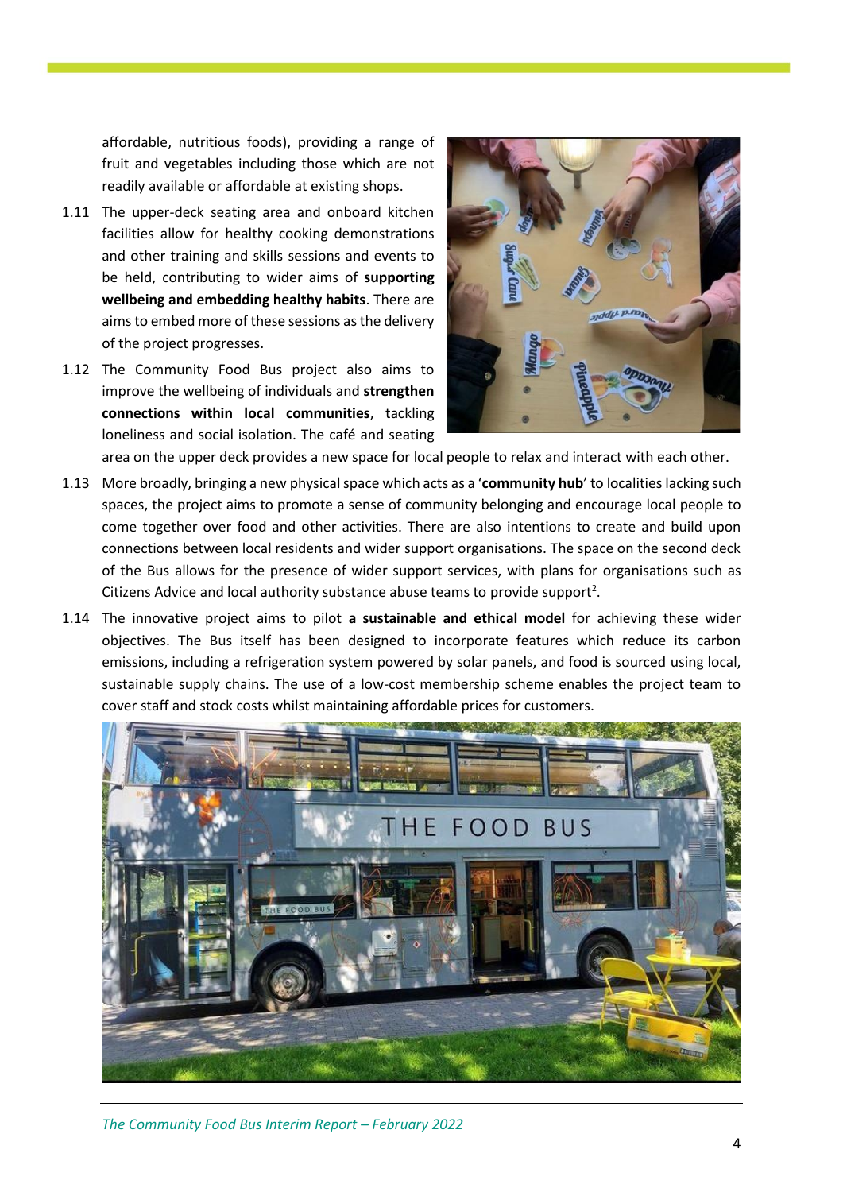affordable, nutritious foods), providing a range of fruit and vegetables including those which are not readily available or affordable at existing shops.

1.11 The upper-deck seating area and onboard kitchen facilities allow for healthy cooking demonstrations and other training and skills sessions and events to be held, contributing to wider aims of **supporting wellbeing and embedding healthy habits**. There are aims to embed more of these sessions as the delivery of the project progresses.

1.12 The Community Food Bus project also aims to improve the wellbeing of individuals and **strengthen connections within local communities**, tackling loneliness and social isolation. The café and seating area on the upper deck provides a new space for local people to relax and interact with each other.

1.13 More broadly, bringing a new physical space which acts as a '**community hub**' to localities lacking such spaces, the project aims to promote a sense of community belonging and encourage local people to come together over food and other activities. There are also intentions to create and build upon connections between local residents and wider support organisations. The space on the second deck of the Bus allows for the presence of wider support services, with plans for organisations such as Citizens Advice and local authority substance abuse teams to provide support[2].

1.14 The innovative project aims to pilot **a sustainable and ethical model** for achieving these wider objectives. The Bus itself has been designed to incorporate features which reduce its carbon emissions, including a refrigeration system powered by solar panels, and food is sourced using local, sustainable supply chains. The use of a low-cost membership scheme enables the project team to cover staff and stock costs whilst maintaining affordable prices for customers.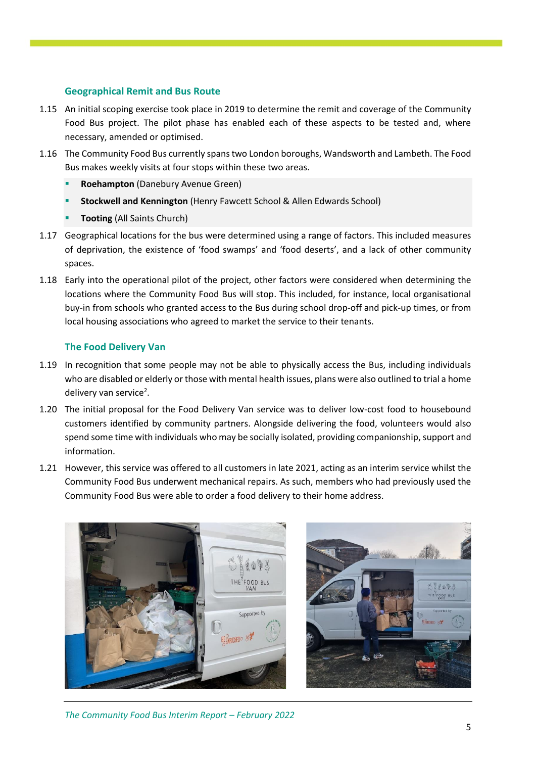### Geographical Remit and Bus Route

1.15 An initial scoping exercise took place in 2019 to determine the remit and coverage of the Community Food Bus project. The pilot phase has enabled each of these aspects to be tested and, where necessary, amended or optimised.

1.16 The Community Food Bus currently spans two London boroughs, Wandsworth and Lambeth. The Food Bus makes weekly visits at four stops within these two areas.

- **Roehampton** (Danebury Avenue Green)
- **Stockwell and Kennington** (Henry Fawcett School & Allen Edwards School)
- **Tooting** (All Saints Church)

1.17 Geographical locations for the bus were determined using a range of factors. This included measures of deprivation, the existence of 'food swamps' and 'food deserts', and a lack of other community spaces.

1.18 Early into the operational pilot of the project, other factors were considered when determining the locations where the Community Food Bus will stop. This included, for instance, local organisational buy-in from schools who granted access to the Bus during school drop-off and pick-up times, or from local housing associations who agreed to market the service to their tenants.

### The Food Delivery Van

1.19 In recognition that some people may not be able to physically access the Bus, including individuals who are disabled or elderly or those with mental health issues, plans were also outlined to trial a home delivery van service[2].

1.20 The initial proposal for the Food Delivery Van service was to deliver low-cost food to housebound customers identified by community partners. Alongside delivering the food, volunteers would also spend some time with individuals who may be socially isolated, providing companionship, support and information.

1.21 However, this service was offered to all customers in late 2021, acting as an interim service whilst the Community Food Bus underwent mechanical repairs. As such, members who had previously used the Community Food Bus were able to order a food delivery to their home address.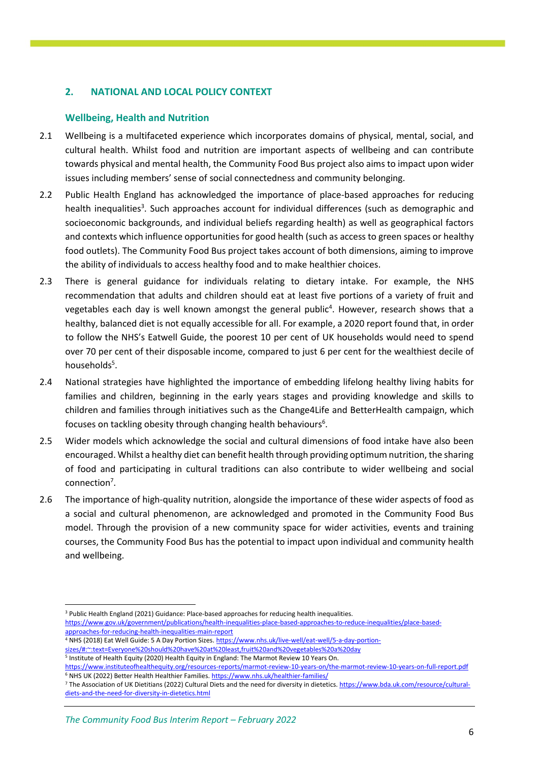## 2. NATIONAL AND LOCAL POLICY CONTEXT

### Wellbeing, Health and Nutrition

2.1 Wellbeing is a multifaceted experience which incorporates domains of physical, mental, social, and cultural health. Whilst food and nutrition are important aspects of wellbeing and can contribute towards physical and mental health, the Community Food Bus project also aims to impact upon wider issues including members' sense of social connectedness and community belonging.

2.2 Public Health England has acknowledged the importance of place-based approaches for reducing health inequalities[3]. Such approaches account for individual differences (such as demographic and socioeconomic backgrounds, and individual beliefs regarding health) as well as geographical factors and contexts which influence opportunities for good health (such as access to green spaces or healthy food outlets). The Community Food Bus project takes account of both dimensions, aiming to improve the ability of individuals to access healthy food and to make healthier choices.

2.3 There is general guidance for individuals relating to dietary intake. For example, the NHS recommendation that adults and children should eat at least five portions of a variety of fruit and vegetables each day is well known amongst the general public[4]. However, research shows that a healthy, balanced diet is not equally accessible for all. For example, a 2020 report found that, in order to follow the NHS's Eatwell Guide, the poorest 10 per cent of UK households would need to spend over 70 per cent of their disposable income, compared to just 6 per cent for the wealthiest decile of households[5].

2.4 National strategies have highlighted the importance of embedding lifelong healthy living habits for families and children, beginning in the early years stages and providing knowledge and skills to children and families through initiatives such as the Change4Life and BetterHealth campaign, which focuses on tackling obesity through changing health behaviours[6].

2.5 Wider models which acknowledge the social and cultural dimensions of food intake have also been encouraged. Whilst a healthy diet can benefit health through providing optimum nutrition, the sharing of food and participating in cultural traditions can also contribute to wider wellbeing and social connection[7].

2.6 The importance of high-quality nutrition, alongside the importance of these wider aspects of food as a social and cultural phenomenon, are acknowledged and promoted in the Community Food Bus model. Through the provision of a new community space for wider activities, events and training courses, the Community Food Bus has the potential to impact upon individual and community health and wellbeing.

---

[3] Public Health England (2021) Guidance: Place-based approaches for reducing health inequalities. https://www.gov.uk/government/publications/health-inequalities-place-based-approaches-to-reduce-inequalities/place-based-approaches-for-reducing-health-inequalities-main-report

[4] NHS (2018) Eat Well Guide: 5 A Day Portion Sizes. https://www.nhs.uk/live-well/eat-well/5-a-day-portion-sizes/#:~:text=Everyone%20should%20have%20at%20least,fruit%20and%20vegetables%20a%20day

[5] Institute of Health Equity (2020) Health Equity in England: The Marmot Review 10 Years On. https://www.instituteofhealthequity.org/resources-reports/marmot-review-10-years-on/the-marmot-review-10-years-on-full-report.pdf

[6] NHS UK (2022) Better Health Healthier Families. https://www.nhs.uk/healthier-families/

[7] The Association of UK Dietitians (2022) Cultural Diets and the need for diversity in dietetics. https://www.bda.uk.com/resource/cultural-diets-and-the-need-for-diversity-in-dietetics.html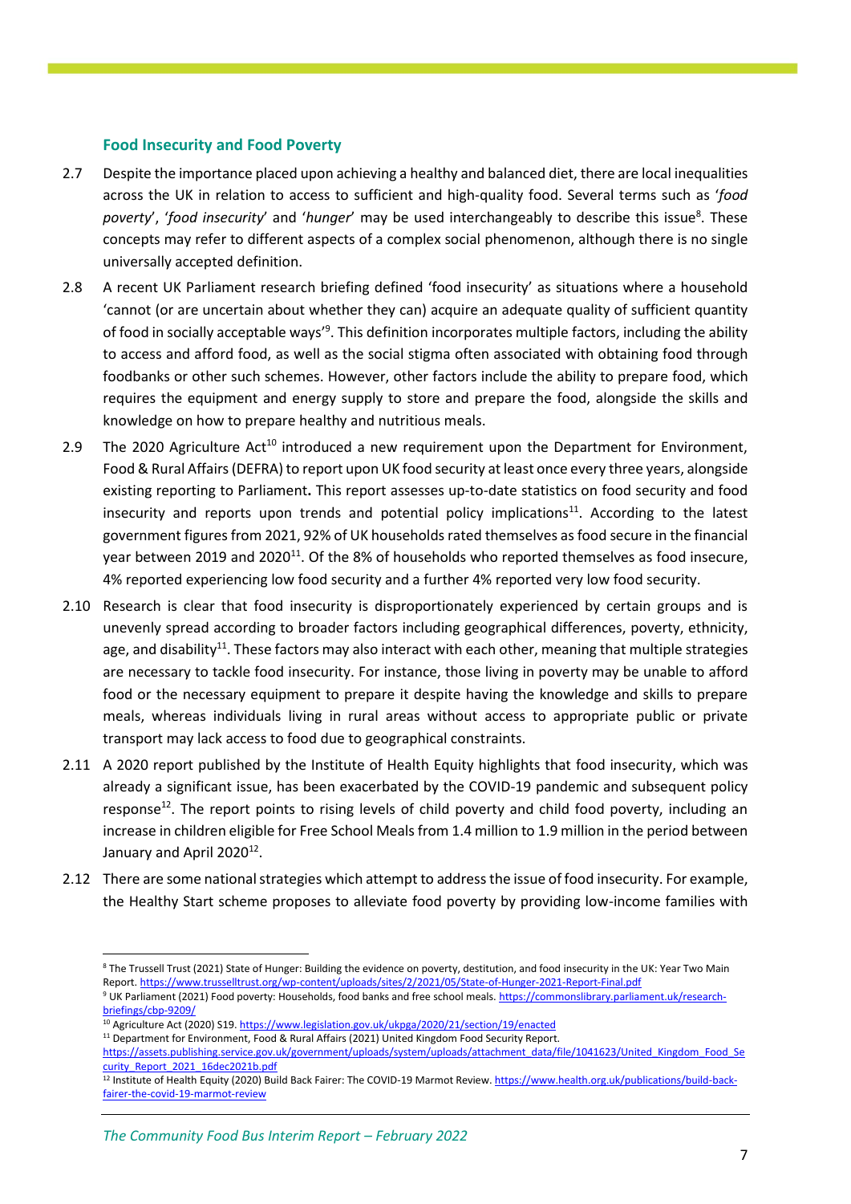### Food Insecurity and Food Poverty

2.7 Despite the importance placed upon achieving a healthy and balanced diet, there are local inequalities across the UK in relation to access to sufficient and high-quality food. Several terms such as '*food poverty*', '*food insecurity*' and '*hunger*' may be used interchangeably to describe this issue[8]. These concepts may refer to different aspects of a complex social phenomenon, although there is no single universally accepted definition.

2.8 A recent UK Parliament research briefing defined 'food insecurity' as situations where a household 'cannot (or are uncertain about whether they can) acquire an adequate quality of sufficient quantity of food in socially acceptable ways'[9]. This definition incorporates multiple factors, including the ability to access and afford food, as well as the social stigma often associated with obtaining food through foodbanks or other such schemes. However, other factors include the ability to prepare food, which requires the equipment and energy supply to store and prepare the food, alongside the skills and knowledge on how to prepare healthy and nutritious meals.

2.9 The 2020 Agriculture Act[10] introduced a new requirement upon the Department for Environment, Food & Rural Affairs (DEFRA) to report upon UK food security at least once every three years, alongside existing reporting to Parliament**.** This report assesses up-to-date statistics on food security and food insecurity and reports upon trends and potential policy implications[11]. According to the latest government figures from 2021, 92% of UK households rated themselves as food secure in the financial year between 2019 and 2020[11]. Of the 8% of households who reported themselves as food insecure, 4% reported experiencing low food security and a further 4% reported very low food security.

2.10 Research is clear that food insecurity is disproportionately experienced by certain groups and is unevenly spread according to broader factors including geographical differences, poverty, ethnicity, age, and disability[11]. These factors may also interact with each other, meaning that multiple strategies are necessary to tackle food insecurity. For instance, those living in poverty may be unable to afford food or the necessary equipment to prepare it despite having the knowledge and skills to prepare meals, whereas individuals living in rural areas without access to appropriate public or private transport may lack access to food due to geographical constraints.

2.11 A 2020 report published by the Institute of Health Equity highlights that food insecurity, which was already a significant issue, has been exacerbated by the COVID-19 pandemic and subsequent policy response[12]. The report points to rising levels of child poverty and child food poverty, including an increase in children eligible for Free School Meals from 1.4 million to 1.9 million in the period between January and April 2020[12].

2.12 There are some national strategies which attempt to address the issue of food insecurity. For example, the Healthy Start scheme proposes to alleviate food poverty by providing low-income families with

---

[8] The Trussell Trust (2021) State of Hunger: Building the evidence on poverty, destitution, and food insecurity in the UK: Year Two Main Report. https://www.trusselltrust.org/wp-content/uploads/sites/2/2021/05/State-of-Hunger-2021-Report-Final.pdf

[9] UK Parliament (2021) Food poverty: Households, food banks and free school meals. https://commonslibrary.parliament.uk/research-briefings/cbp-9209/

[10] Agriculture Act (2020) S19. https://www.legislation.gov.uk/ukpga/2020/21/section/19/enacted

[11] Department for Environment, Food & Rural Affairs (2021) United Kingdom Food Security Report. https://assets.publishing.service.gov.uk/government/uploads/system/uploads/attachment_data/file/1041623/United_Kingdom_Food_Security_Report_2021_16dec2021b.pdf

[12] Institute of Health Equity (2020) Build Back Fairer: The COVID-19 Marmot Review. https://www.health.org.uk/publications/build-back-fairer-the-covid-19-marmot-review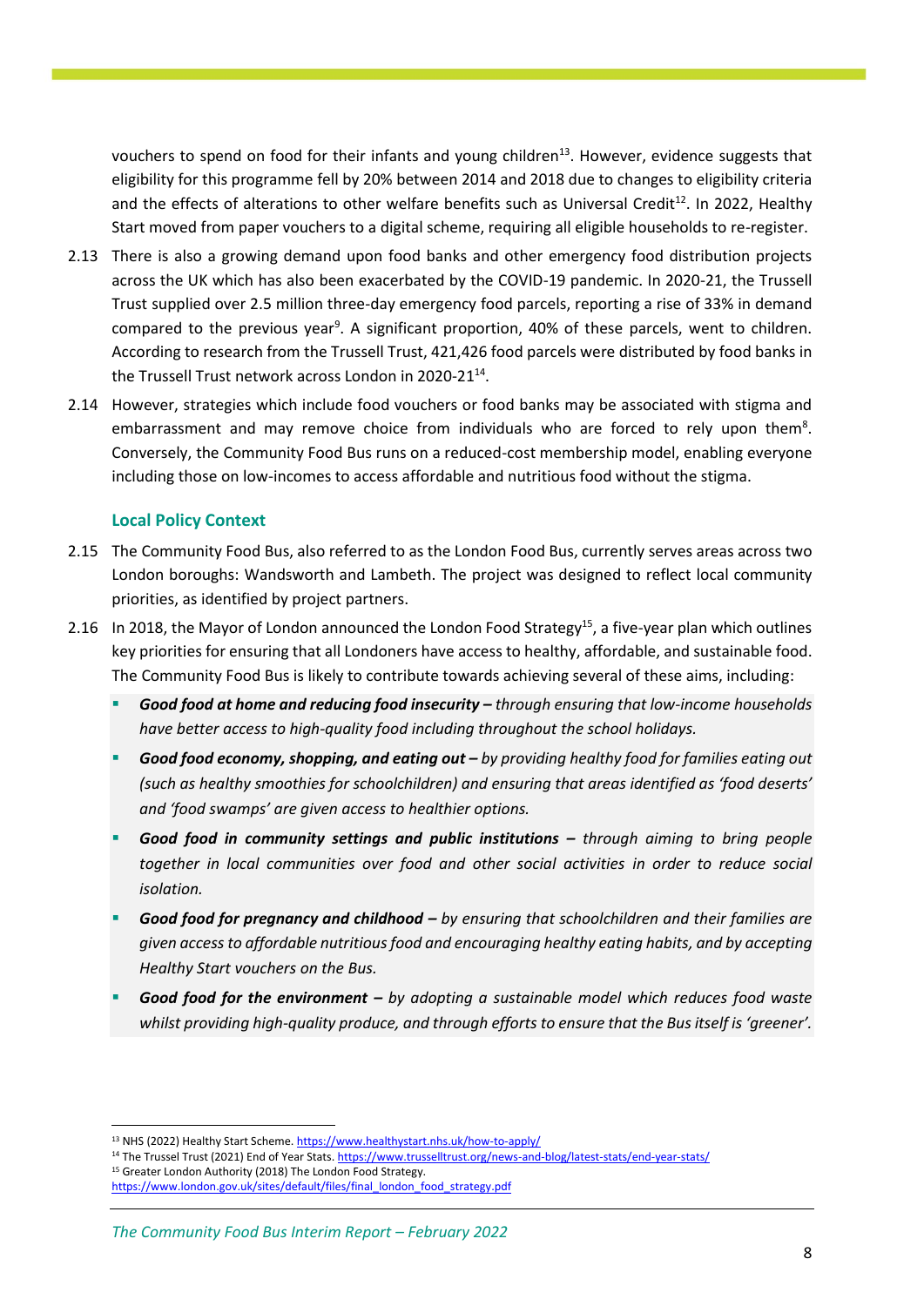vouchers to spend on food for their infants and young children[13]. However, evidence suggests that eligibility for this programme fell by 20% between 2014 and 2018 due to changes to eligibility criteria and the effects of alterations to other welfare benefits such as Universal Credit[12]. In 2022, Healthy Start moved from paper vouchers to a digital scheme, requiring all eligible households to re-register.

2.13 There is also a growing demand upon food banks and other emergency food distribution projects across the UK which has also been exacerbated by the COVID-19 pandemic. In 2020-21, the Trussell Trust supplied over 2.5 million three-day emergency food parcels, reporting a rise of 33% in demand compared to the previous year[9]. A significant proportion, 40% of these parcels, went to children. According to research from the Trussell Trust, 421,426 food parcels were distributed by food banks in the Trussell Trust network across London in 2020-21[14].

2.14 However, strategies which include food vouchers or food banks may be associated with stigma and embarrassment and may remove choice from individuals who are forced to rely upon them[8]. Conversely, the Community Food Bus runs on a reduced-cost membership model, enabling everyone including those on low-incomes to access affordable and nutritious food without the stigma.

### Local Policy Context

2.15 The Community Food Bus, also referred to as the London Food Bus, currently serves areas across two London boroughs: Wandsworth and Lambeth. The project was designed to reflect local community priorities, as identified by project partners.

2.16 In 2018, the Mayor of London announced the London Food Strategy[15], a five-year plan which outlines key priorities for ensuring that all Londoners have access to healthy, affordable, and sustainable food. The Community Food Bus is likely to contribute towards achieving several of these aims, including:

- ***Good food at home and reducing food insecurity –*** *through ensuring that low-income households have better access to high-quality food including throughout the school holidays.*
- ***Good food economy, shopping, and eating out –*** *by providing healthy food for families eating out (such as healthy smoothies for schoolchildren) and ensuring that areas identified as 'food deserts' and 'food swamps' are given access to healthier options.*
- ***Good food in community settings and public institutions –*** *through aiming to bring people together in local communities over food and other social activities in order to reduce social isolation.*
- ***Good food for pregnancy and childhood –*** *by ensuring that schoolchildren and their families are given access to affordable nutritious food and encouraging healthy eating habits, and by accepting Healthy Start vouchers on the Bus.*
- ***Good food for the environment –*** *by adopting a sustainable model which reduces food waste whilst providing high-quality produce, and through efforts to ensure that the Bus itself is 'greener'.*

---

[13] NHS (2022) Healthy Start Scheme. https://www.healthystart.nhs.uk/how-to-apply/

[14] The Trussel Trust (2021) End of Year Stats. https://www.trusselltrust.org/news-and-blog/latest-stats/end-year-stats/

[15] Greater London Authority (2018) The London Food Strategy. https://www.london.gov.uk/sites/default/files/final_london_food_strategy.pdf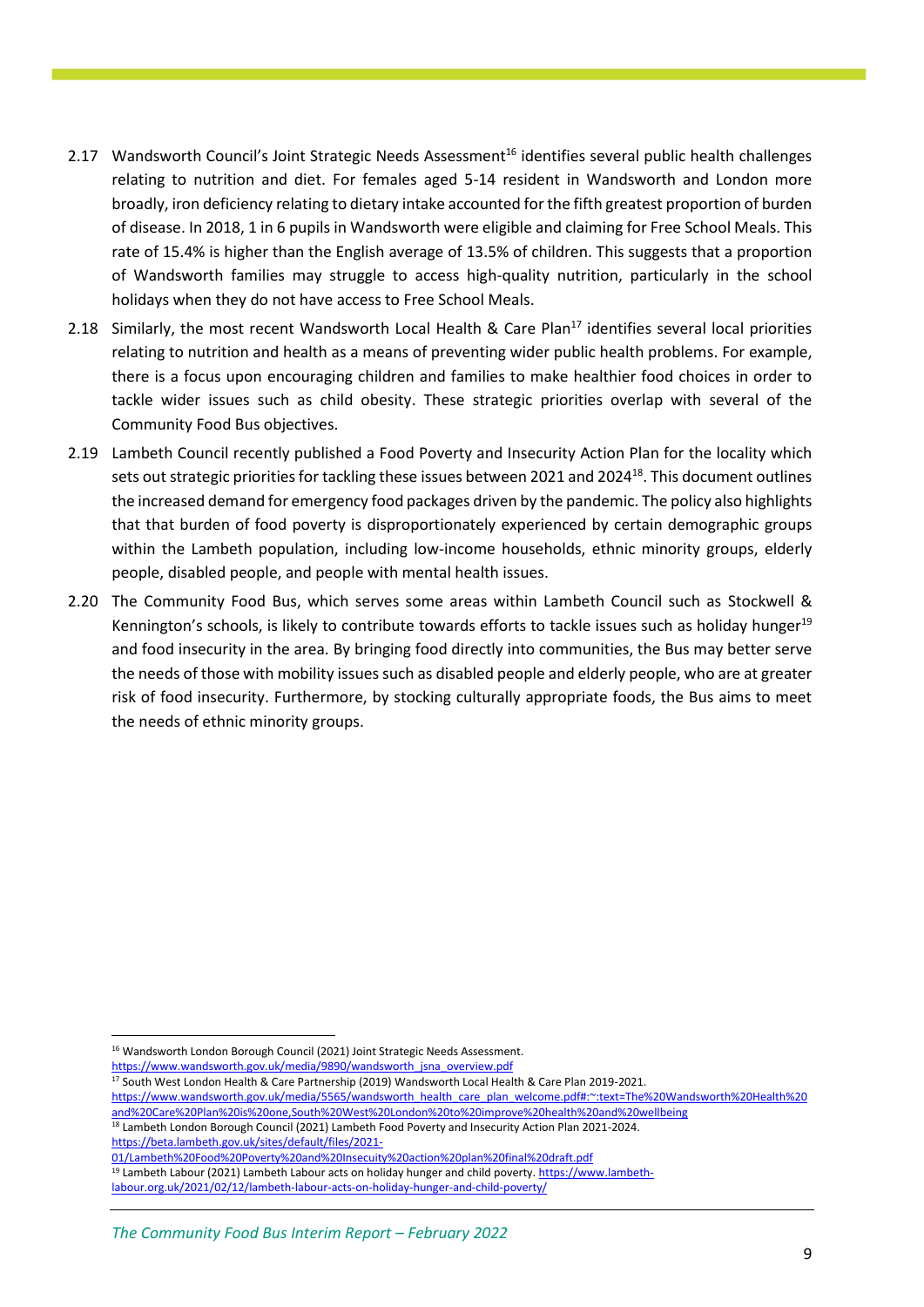2.17 Wandsworth Council's Joint Strategic Needs Assessment[16] identifies several public health challenges relating to nutrition and diet. For females aged 5-14 resident in Wandsworth and London more broadly, iron deficiency relating to dietary intake accounted for the fifth greatest proportion of burden of disease. In 2018, 1 in 6 pupils in Wandsworth were eligible and claiming for Free School Meals. This rate of 15.4% is higher than the English average of 13.5% of children. This suggests that a proportion of Wandsworth families may struggle to access high-quality nutrition, particularly in the school holidays when they do not have access to Free School Meals.

2.18 Similarly, the most recent Wandsworth Local Health & Care Plan[17] identifies several local priorities relating to nutrition and health as a means of preventing wider public health problems. For example, there is a focus upon encouraging children and families to make healthier food choices in order to tackle wider issues such as child obesity. These strategic priorities overlap with several of the Community Food Bus objectives.

2.19 Lambeth Council recently published a Food Poverty and Insecurity Action Plan for the locality which sets out strategic priorities for tackling these issues between 2021 and 2024[18]. This document outlines the increased demand for emergency food packages driven by the pandemic. The policy also highlights that that burden of food poverty is disproportionately experienced by certain demographic groups within the Lambeth population, including low-income households, ethnic minority groups, elderly people, disabled people, and people with mental health issues.

2.20 The Community Food Bus, which serves some areas within Lambeth Council such as Stockwell & Kennington's schools, is likely to contribute towards efforts to tackle issues such as holiday hunger[19] and food insecurity in the area. By bringing food directly into communities, the Bus may better serve the needs of those with mobility issues such as disabled people and elderly people, who are at greater risk of food insecurity. Furthermore, by stocking culturally appropriate foods, the Bus aims to meet the needs of ethnic minority groups.

---

[16] Wandsworth London Borough Council (2021) Joint Strategic Needs Assessment. https://www.wandsworth.gov.uk/media/9890/wandsworth_jsna_overview.pdf

[17] South West London Health & Care Partnership (2019) Wandsworth Local Health & Care Plan 2019-2021. https://www.wandsworth.gov.uk/media/5565/wandsworth_health_care_plan_welcome.pdf#:~:text=The%20Wandsworth%20Health%20and%20Care%20Plan%20is%20one,South%20West%20London%20to%20improve%20health%20and%20wellbeing

[18] Lambeth London Borough Council (2021) Lambeth Food Poverty and Insecurity Action Plan 2021-2024. https://beta.lambeth.gov.uk/sites/default/files/2021-01/Lambeth%20Food%20Poverty%20and%20Insecuity%20action%20plan%20final%20draft.pdf

[19] Lambeth Labour (2021) Lambeth Labour acts on holiday hunger and child poverty. https://www.lambeth-labour.org.uk/2021/02/12/lambeth-labour-acts-on-holiday-hunger-and-child-poverty/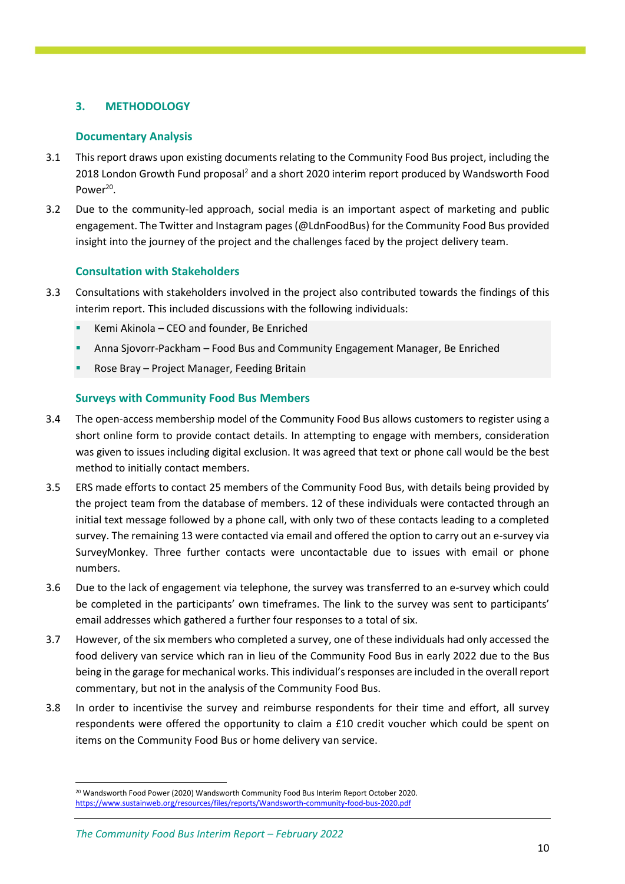## 3. METHODOLOGY

### Documentary Analysis

3.1 This report draws upon existing documents relating to the Community Food Bus project, including the 2018 London Growth Fund proposal[2] and a short 2020 interim report produced by Wandsworth Food Power[20].

3.2 Due to the community-led approach, social media is an important aspect of marketing and public engagement. The Twitter and Instagram pages (@LdnFoodBus) for the Community Food Bus provided insight into the journey of the project and the challenges faced by the project delivery team.

### Consultation with Stakeholders

3.3 Consultations with stakeholders involved in the project also contributed towards the findings of this interim report. This included discussions with the following individuals:

- Kemi Akinola – CEO and founder, Be Enriched
- Anna Sjovorr-Packham – Food Bus and Community Engagement Manager, Be Enriched
- Rose Bray – Project Manager, Feeding Britain

### Surveys with Community Food Bus Members

3.4 The open-access membership model of the Community Food Bus allows customers to register using a short online form to provide contact details. In attempting to engage with members, consideration was given to issues including digital exclusion. It was agreed that text or phone call would be the best method to initially contact members.

3.5 ERS made efforts to contact 25 members of the Community Food Bus, with details being provided by the project team from the database of members. 12 of these individuals were contacted through an initial text message followed by a phone call, with only two of these contacts leading to a completed survey. The remaining 13 were contacted via email and offered the option to carry out an e-survey via SurveyMonkey. Three further contacts were uncontactable due to issues with email or phone numbers.

3.6 Due to the lack of engagement via telephone, the survey was transferred to an e-survey which could be completed in the participants' own timeframes. The link to the survey was sent to participants' email addresses which gathered a further four responses to a total of six.

3.7 However, of the six members who completed a survey, one of these individuals had only accessed the food delivery van service which ran in lieu of the Community Food Bus in early 2022 due to the Bus being in the garage for mechanical works. This individual's responses are included in the overall report commentary, but not in the analysis of the Community Food Bus.

3.8 In order to incentivise the survey and reimburse respondents for their time and effort, all survey respondents were offered the opportunity to claim a £10 credit voucher which could be spent on items on the Community Food Bus or home delivery van service.

---

[20] Wandsworth Food Power (2020) Wandsworth Community Food Bus Interim Report October 2020. https://www.sustainweb.org/resources/files/reports/Wandsworth-community-food-bus-2020.pdf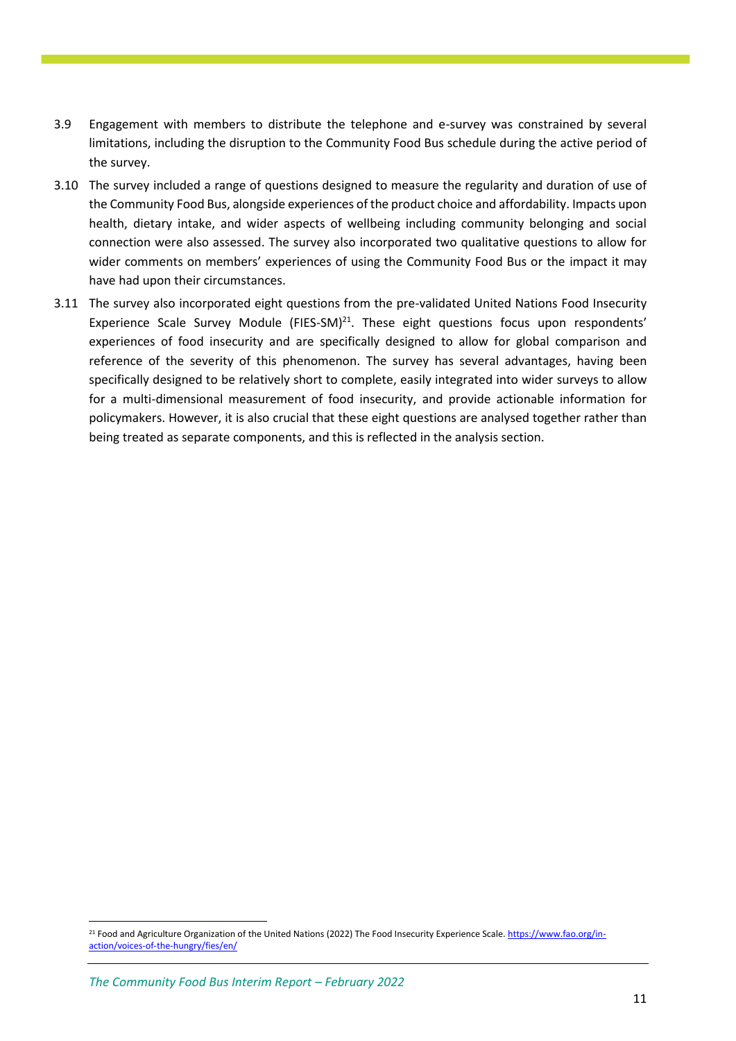3.9 Engagement with members to distribute the telephone and e-survey was constrained by several limitations, including the disruption to the Community Food Bus schedule during the active period of the survey.

3.10 The survey included a range of questions designed to measure the regularity and duration of use of the Community Food Bus, alongside experiences of the product choice and affordability. Impacts upon health, dietary intake, and wider aspects of wellbeing including community belonging and social connection were also assessed. The survey also incorporated two qualitative questions to allow for wider comments on members' experiences of using the Community Food Bus or the impact it may have had upon their circumstances.

3.11 The survey also incorporated eight questions from the pre-validated United Nations Food Insecurity Experience Scale Survey Module (FIES-SM)[21]. These eight questions focus upon respondents' experiences of food insecurity and are specifically designed to allow for global comparison and reference of the severity of this phenomenon. The survey has several advantages, having been specifically designed to be relatively short to complete, easily integrated into wider surveys to allow for a multi-dimensional measurement of food insecurity, and provide actionable information for policymakers. However, it is also crucial that these eight questions are analysed together rather than being treated as separate components, and this is reflected in the analysis section.

---

[21] Food and Agriculture Organization of the United Nations (2022) The Food Insecurity Experience Scale. https://www.fao.org/in-action/voices-of-the-hungry/fies/en/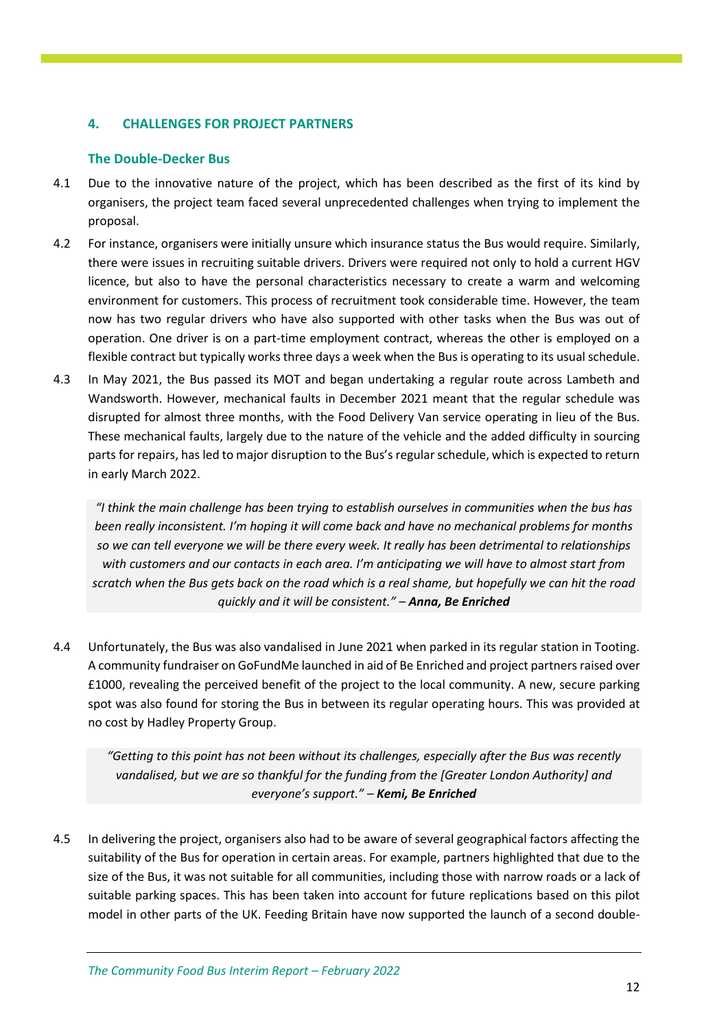## 4. CHALLENGES FOR PROJECT PARTNERS

### The Double-Decker Bus

4.1 Due to the innovative nature of the project, which has been described as the first of its kind by organisers, the project team faced several unprecedented challenges when trying to implement the proposal.

4.2 For instance, organisers were initially unsure which insurance status the Bus would require. Similarly, there were issues in recruiting suitable drivers. Drivers were required not only to hold a current HGV licence, but also to have the personal characteristics necessary to create a warm and welcoming environment for customers. This process of recruitment took considerable time. However, the team now has two regular drivers who have also supported with other tasks when the Bus was out of operation. One driver is on a part-time employment contract, whereas the other is employed on a flexible contract but typically works three days a week when the Bus is operating to its usual schedule.

4.3 In May 2021, the Bus passed its MOT and began undertaking a regular route across Lambeth and Wandsworth. However, mechanical faults in December 2021 meant that the regular schedule was disrupted for almost three months, with the Food Delivery Van service operating in lieu of the Bus. These mechanical faults, largely due to the nature of the vehicle and the added difficulty in sourcing parts for repairs, has led to major disruption to the Bus's regular schedule, which is expected to return in early March 2022.

> *"I think the main challenge has been trying to establish ourselves in communities when the bus has been really inconsistent. I'm hoping it will come back and have no mechanical problems for months so we can tell everyone we will be there every week. It really has been detrimental to relationships with customers and our contacts in each area. I'm anticipating we will have to almost start from scratch when the Bus gets back on the road which is a real shame, but hopefully we can hit the road quickly and it will be consistent."* – ***Anna, Be Enriched***

4.4 Unfortunately, the Bus was also vandalised in June 2021 when parked in its regular station in Tooting. A community fundraiser on GoFundMe launched in aid of Be Enriched and project partners raised over £1000, revealing the perceived benefit of the project to the local community. A new, secure parking spot was also found for storing the Bus in between its regular operating hours. This was provided at no cost by Hadley Property Group.

> *"Getting to this point has not been without its challenges, especially after the Bus was recently vandalised, but we are so thankful for the funding from the [Greater London Authority] and everyone's support."* – ***Kemi, Be Enriched***

4.5 In delivering the project, organisers also had to be aware of several geographical factors affecting the suitability of the Bus for operation in certain areas. For example, partners highlighted that due to the size of the Bus, it was not suitable for all communities, including those with narrow roads or a lack of suitable parking spaces. This has been taken into account for future replications based on this pilot model in other parts of the UK. Feeding Britain have now supported the launch of a second double-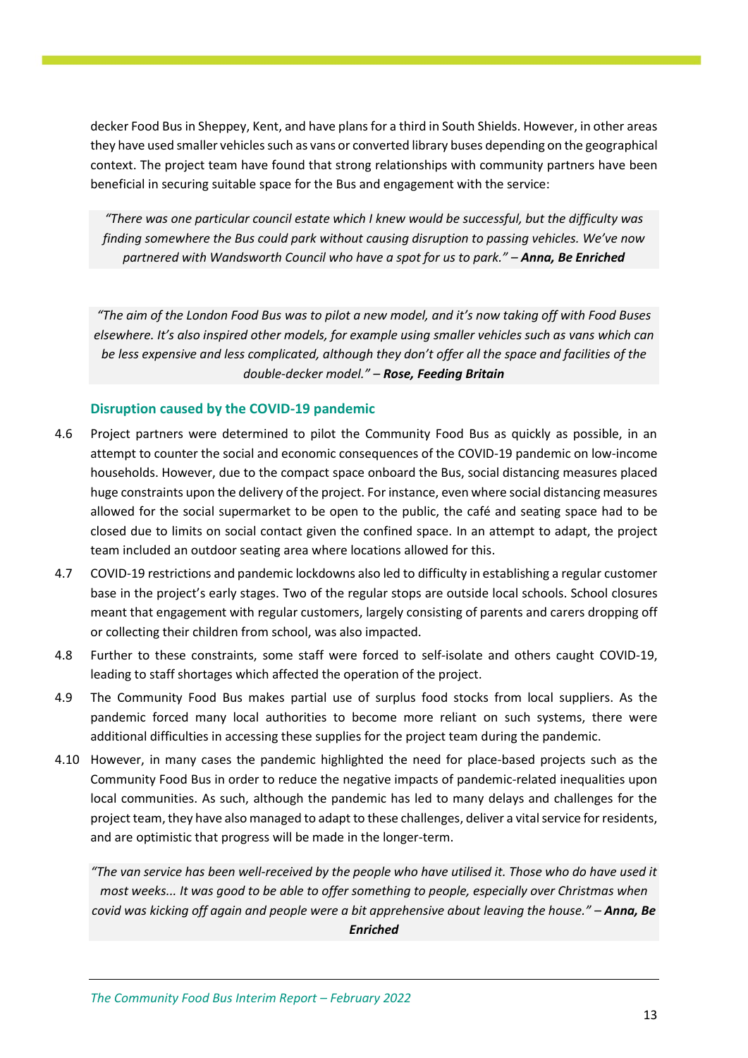decker Food Bus in Sheppey, Kent, and have plans for a third in South Shields. However, in other areas they have used smaller vehicles such as vans or converted library buses depending on the geographical context. The project team have found that strong relationships with community partners have been beneficial in securing suitable space for the Bus and engagement with the service:

> *"There was one particular council estate which I knew would be successful, but the difficulty was finding somewhere the Bus could park without causing disruption to passing vehicles. We've now partnered with Wandsworth Council who have a spot for us to park." – **Anna, Be Enriched***

> *"The aim of the London Food Bus was to pilot a new model, and it's now taking off with Food Buses elsewhere. It's also inspired other models, for example using smaller vehicles such as vans which can be less expensive and less complicated, although they don't offer all the space and facilities of the double-decker model." – **Rose, Feeding Britain***

### Disruption caused by the COVID-19 pandemic

4.6 Project partners were determined to pilot the Community Food Bus as quickly as possible, in an attempt to counter the social and economic consequences of the COVID-19 pandemic on low-income households. However, due to the compact space onboard the Bus, social distancing measures placed huge constraints upon the delivery of the project. For instance, even where social distancing measures allowed for the social supermarket to be open to the public, the café and seating space had to be closed due to limits on social contact given the confined space. In an attempt to adapt, the project team included an outdoor seating area where locations allowed for this.

4.7 COVID-19 restrictions and pandemic lockdowns also led to difficulty in establishing a regular customer base in the project's early stages. Two of the regular stops are outside local schools. School closures meant that engagement with regular customers, largely consisting of parents and carers dropping off or collecting their children from school, was also impacted.

4.8 Further to these constraints, some staff were forced to self-isolate and others caught COVID-19, leading to staff shortages which affected the operation of the project.

4.9 The Community Food Bus makes partial use of surplus food stocks from local suppliers. As the pandemic forced many local authorities to become more reliant on such systems, there were additional difficulties in accessing these supplies for the project team during the pandemic.

4.10 However, in many cases the pandemic highlighted the need for place-based projects such as the Community Food Bus in order to reduce the negative impacts of pandemic-related inequalities upon local communities. As such, although the pandemic has led to many delays and challenges for the project team, they have also managed to adapt to these challenges, deliver a vital service for residents, and are optimistic that progress will be made in the longer-term.

> *"The van service has been well-received by the people who have utilised it. Those who do have used it most weeks... It was good to be able to offer something to people, especially over Christmas when covid was kicking off again and people were a bit apprehensive about leaving the house." – **Anna, Be Enriched***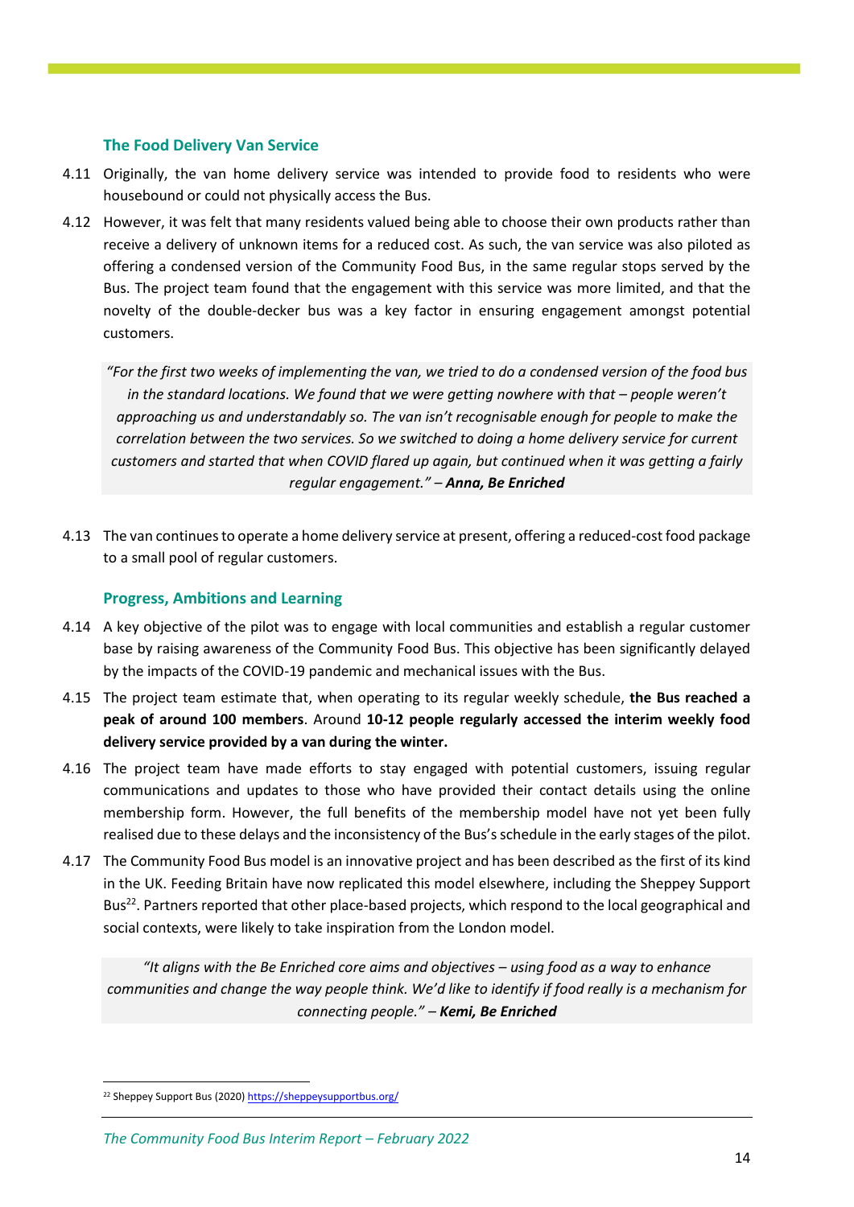### The Food Delivery Van Service

4.11 Originally, the van home delivery service was intended to provide food to residents who were housebound or could not physically access the Bus.

4.12 However, it was felt that many residents valued being able to choose their own products rather than receive a delivery of unknown items for a reduced cost. As such, the van service was also piloted as offering a condensed version of the Community Food Bus, in the same regular stops served by the Bus. The project team found that the engagement with this service was more limited, and that the novelty of the double-decker bus was a key factor in ensuring engagement amongst potential customers.

> *"For the first two weeks of implementing the van, we tried to do a condensed version of the food bus in the standard locations. We found that we were getting nowhere with that – people weren't approaching us and understandably so. The van isn't recognisable enough for people to make the correlation between the two services. So we switched to doing a home delivery service for current customers and started that when COVID flared up again, but continued when it was getting a fairly regular engagement."* – ***Anna, Be Enriched***

4.13 The van continues to operate a home delivery service at present, offering a reduced-cost food package to a small pool of regular customers.

### Progress, Ambitions and Learning

4.14 A key objective of the pilot was to engage with local communities and establish a regular customer base by raising awareness of the Community Food Bus. This objective has been significantly delayed by the impacts of the COVID-19 pandemic and mechanical issues with the Bus.

4.15 The project team estimate that, when operating to its regular weekly schedule, **the Bus reached a peak of around 100 members**. Around **10-12 people regularly accessed the interim weekly food delivery service provided by a van during the winter.**

4.16 The project team have made efforts to stay engaged with potential customers, issuing regular communications and updates to those who have provided their contact details using the online membership form. However, the full benefits of the membership model have not yet been fully realised due to these delays and the inconsistency of the Bus's schedule in the early stages of the pilot.

4.17 The Community Food Bus model is an innovative project and has been described as the first of its kind in the UK. Feeding Britain have now replicated this model elsewhere, including the Sheppey Support Bus[22]. Partners reported that other place-based projects, which respond to the local geographical and social contexts, were likely to take inspiration from the London model.

> *"It aligns with the Be Enriched core aims and objectives – using food as a way to enhance communities and change the way people think. We'd like to identify if food really is a mechanism for connecting people."* – ***Kemi, Be Enriched***

[22] Sheppey Support Bus (2020) https://sheppeysupportbus.org/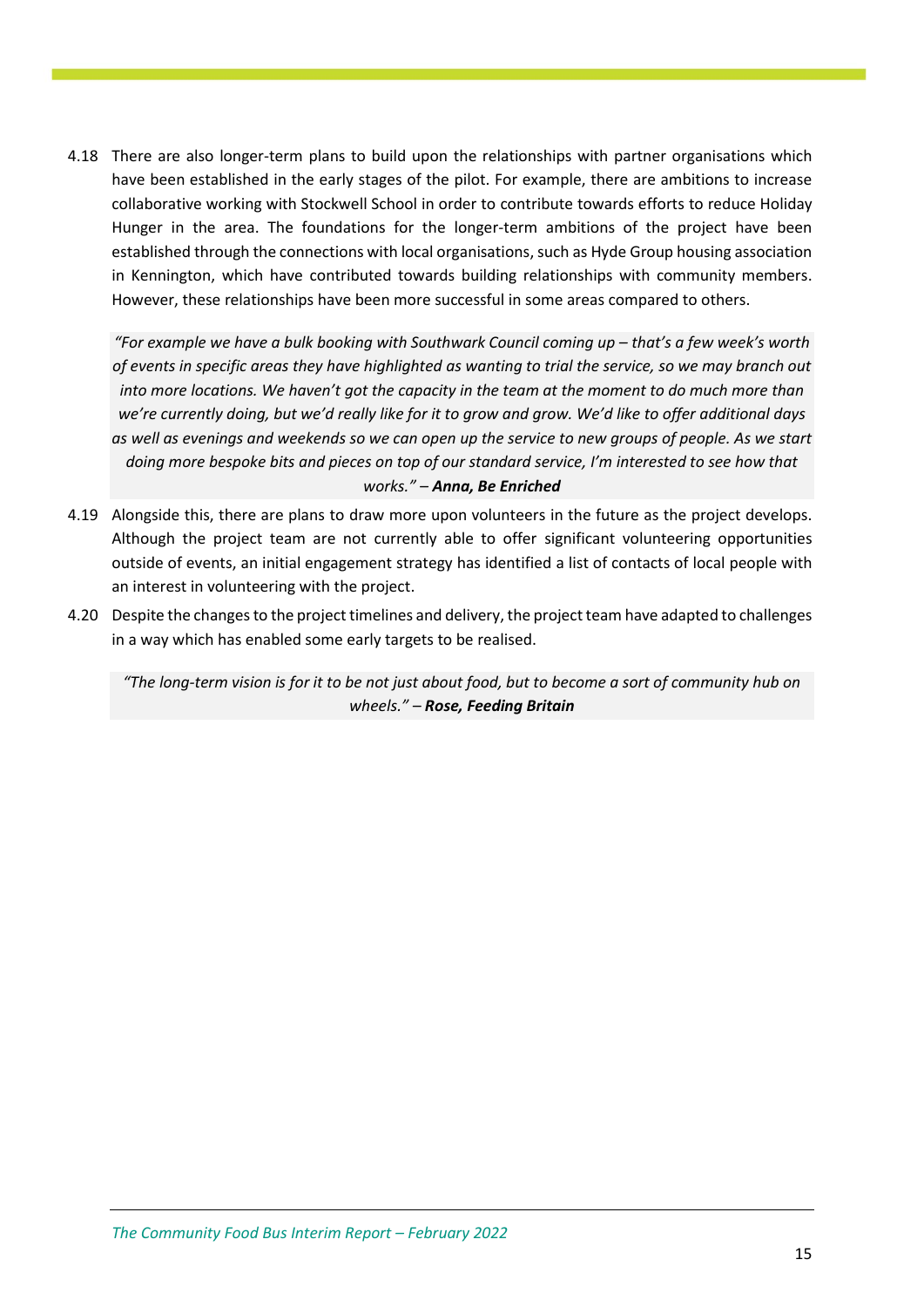4.18 There are also longer-term plans to build upon the relationships with partner organisations which have been established in the early stages of the pilot. For example, there are ambitions to increase collaborative working with Stockwell School in order to contribute towards efforts to reduce Holiday Hunger in the area. The foundations for the longer-term ambitions of the project have been established through the connections with local organisations, such as Hyde Group housing association in Kennington, which have contributed towards building relationships with community members. However, these relationships have been more successful in some areas compared to others.

> *"For example we have a bulk booking with Southwark Council coming up – that's a few week's worth of events in specific areas they have highlighted as wanting to trial the service, so we may branch out into more locations. We haven't got the capacity in the team at the moment to do much more than we're currently doing, but we'd really like for it to grow and grow. We'd like to offer additional days as well as evenings and weekends so we can open up the service to new groups of people. As we start doing more bespoke bits and pieces on top of our standard service, I'm interested to see how that works."* – ***Anna, Be Enriched***

4.19 Alongside this, there are plans to draw more upon volunteers in the future as the project develops. Although the project team are not currently able to offer significant volunteering opportunities outside of events, an initial engagement strategy has identified a list of contacts of local people with an interest in volunteering with the project.

4.20 Despite the changes to the project timelines and delivery, the project team have adapted to challenges in a way which has enabled some early targets to be realised.

> *"The long-term vision is for it to be not just about food, but to become a sort of community hub on wheels."* – ***Rose, Feeding Britain***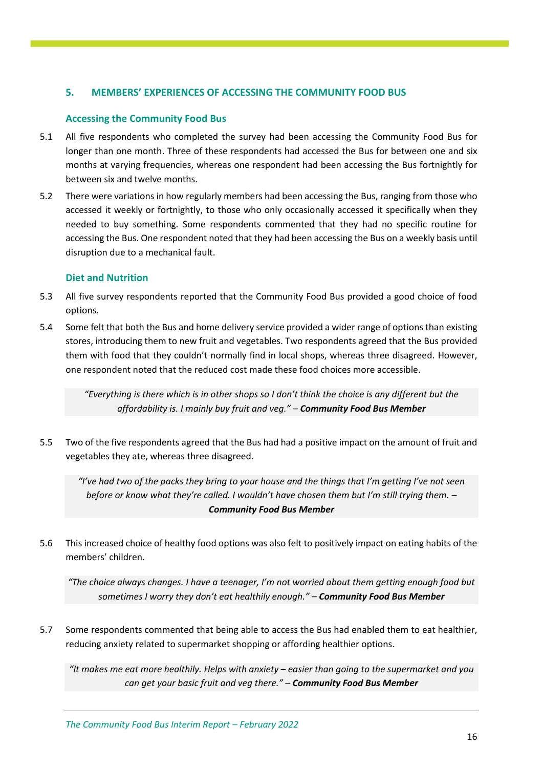## 5. MEMBERS' EXPERIENCES OF ACCESSING THE COMMUNITY FOOD BUS

### Accessing the Community Food Bus

5.1 All five respondents who completed the survey had been accessing the Community Food Bus for longer than one month. Three of these respondents had accessed the Bus for between one and six months at varying frequencies, whereas one respondent had been accessing the Bus fortnightly for between six and twelve months.

5.2 There were variations in how regularly members had been accessing the Bus, ranging from those who accessed it weekly or fortnightly, to those who only occasionally accessed it specifically when they needed to buy something. Some respondents commented that they had no specific routine for accessing the Bus. One respondent noted that they had been accessing the Bus on a weekly basis until disruption due to a mechanical fault.

### Diet and Nutrition

5.3 All five survey respondents reported that the Community Food Bus provided a good choice of food options.

5.4 Some felt that both the Bus and home delivery service provided a wider range of options than existing stores, introducing them to new fruit and vegetables. Two respondents agreed that the Bus provided them with food that they couldn't normally find in local shops, whereas three disagreed. However, one respondent noted that the reduced cost made these food choices more accessible.

> *"Everything is there which is in other shops so I don't think the choice is any different but the affordability is. I mainly buy fruit and veg."* – ***Community Food Bus Member***

5.5 Two of the five respondents agreed that the Bus had had a positive impact on the amount of fruit and vegetables they ate, whereas three disagreed.

> *"I've had two of the packs they bring to your house and the things that I'm getting I've not seen before or know what they're called. I wouldn't have chosen them but I'm still trying them.* – ***Community Food Bus Member***

5.6 This increased choice of healthy food options was also felt to positively impact on eating habits of the members' children.

> *"The choice always changes. I have a teenager, I'm not worried about them getting enough food but sometimes I worry they don't eat healthily enough."* – ***Community Food Bus Member***

5.7 Some respondents commented that being able to access the Bus had enabled them to eat healthier, reducing anxiety related to supermarket shopping or affording healthier options.

> *"It makes me eat more healthily. Helps with anxiety – easier than going to the supermarket and you can get your basic fruit and veg there."* – ***Community Food Bus Member***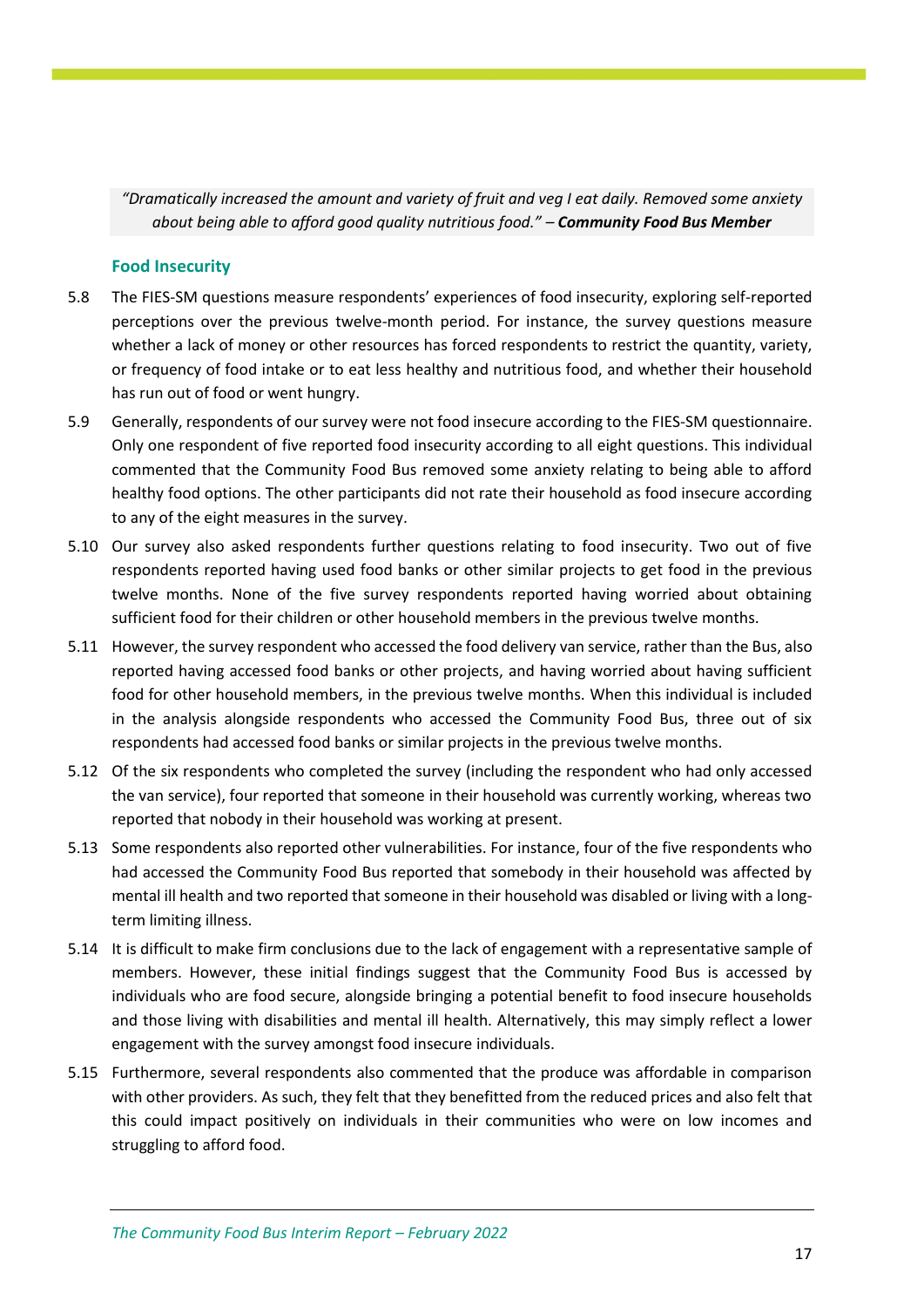*"Dramatically increased the amount and variety of fruit and veg I eat daily. Removed some anxiety about being able to afford good quality nutritious food." – **Community Food Bus Member***

### Food Insecurity

5.8 The FIES-SM questions measure respondents' experiences of food insecurity, exploring self-reported perceptions over the previous twelve-month period. For instance, the survey questions measure whether a lack of money or other resources has forced respondents to restrict the quantity, variety, or frequency of food intake or to eat less healthy and nutritious food, and whether their household has run out of food or went hungry.

5.9 Generally, respondents of our survey were not food insecure according to the FIES-SM questionnaire. Only one respondent of five reported food insecurity according to all eight questions. This individual commented that the Community Food Bus removed some anxiety relating to being able to afford healthy food options. The other participants did not rate their household as food insecure according to any of the eight measures in the survey.

5.10 Our survey also asked respondents further questions relating to food insecurity. Two out of five respondents reported having used food banks or other similar projects to get food in the previous twelve months. None of the five survey respondents reported having worried about obtaining sufficient food for their children or other household members in the previous twelve months.

5.11 However, the survey respondent who accessed the food delivery van service, rather than the Bus, also reported having accessed food banks or other projects, and having worried about having sufficient food for other household members, in the previous twelve months. When this individual is included in the analysis alongside respondents who accessed the Community Food Bus, three out of six respondents had accessed food banks or similar projects in the previous twelve months.

5.12 Of the six respondents who completed the survey (including the respondent who had only accessed the van service), four reported that someone in their household was currently working, whereas two reported that nobody in their household was working at present.

5.13 Some respondents also reported other vulnerabilities. For instance, four of the five respondents who had accessed the Community Food Bus reported that somebody in their household was affected by mental ill health and two reported that someone in their household was disabled or living with a long-term limiting illness.

5.14 It is difficult to make firm conclusions due to the lack of engagement with a representative sample of members. However, these initial findings suggest that the Community Food Bus is accessed by individuals who are food secure, alongside bringing a potential benefit to food insecure households and those living with disabilities and mental ill health. Alternatively, this may simply reflect a lower engagement with the survey amongst food insecure individuals.

5.15 Furthermore, several respondents also commented that the produce was affordable in comparison with other providers. As such, they felt that they benefitted from the reduced prices and also felt that this could impact positively on individuals in their communities who were on low incomes and struggling to afford food.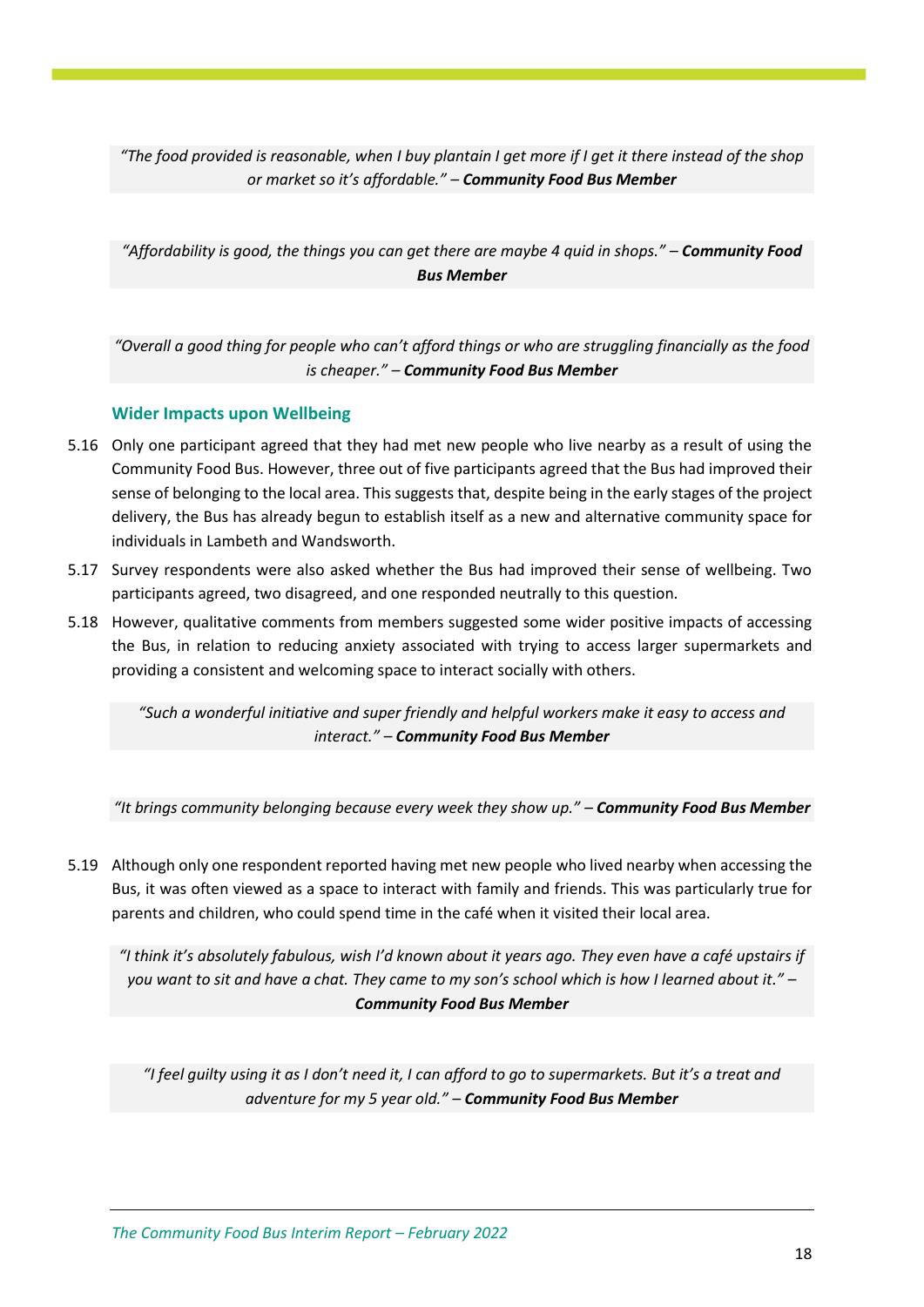> *"The food provided is reasonable, when I buy plantain I get more if I get it there instead of the shop or market so it's affordable." – **Community Food Bus Member***

> *"Affordability is good, the things you can get there are maybe 4 quid in shops." – **Community Food Bus Member***

> *"Overall a good thing for people who can't afford things or who are struggling financially as the food is cheaper." – **Community Food Bus Member***

### Wider Impacts upon Wellbeing

5.16 Only one participant agreed that they had met new people who live nearby as a result of using the Community Food Bus. However, three out of five participants agreed that the Bus had improved their sense of belonging to the local area. This suggests that, despite being in the early stages of the project delivery, the Bus has already begun to establish itself as a new and alternative community space for individuals in Lambeth and Wandsworth.

5.17 Survey respondents were also asked whether the Bus had improved their sense of wellbeing. Two participants agreed, two disagreed, and one responded neutrally to this question.

5.18 However, qualitative comments from members suggested some wider positive impacts of accessing the Bus, in relation to reducing anxiety associated with trying to access larger supermarkets and providing a consistent and welcoming space to interact socially with others.

> *"Such a wonderful initiative and super friendly and helpful workers make it easy to access and interact." – **Community Food Bus Member***

> *"It brings community belonging because every week they show up." – **Community Food Bus Member***

5.19 Although only one respondent reported having met new people who lived nearby when accessing the Bus, it was often viewed as a space to interact with family and friends. This was particularly true for parents and children, who could spend time in the café when it visited their local area.

> *"I think it's absolutely fabulous, wish I'd known about it years ago. They even have a café upstairs if you want to sit and have a chat. They came to my son's school which is how I learned about it." – **Community Food Bus Member***

> *"I feel guilty using it as I don't need it, I can afford to go to supermarkets. But it's a treat and adventure for my 5 year old." – **Community Food Bus Member***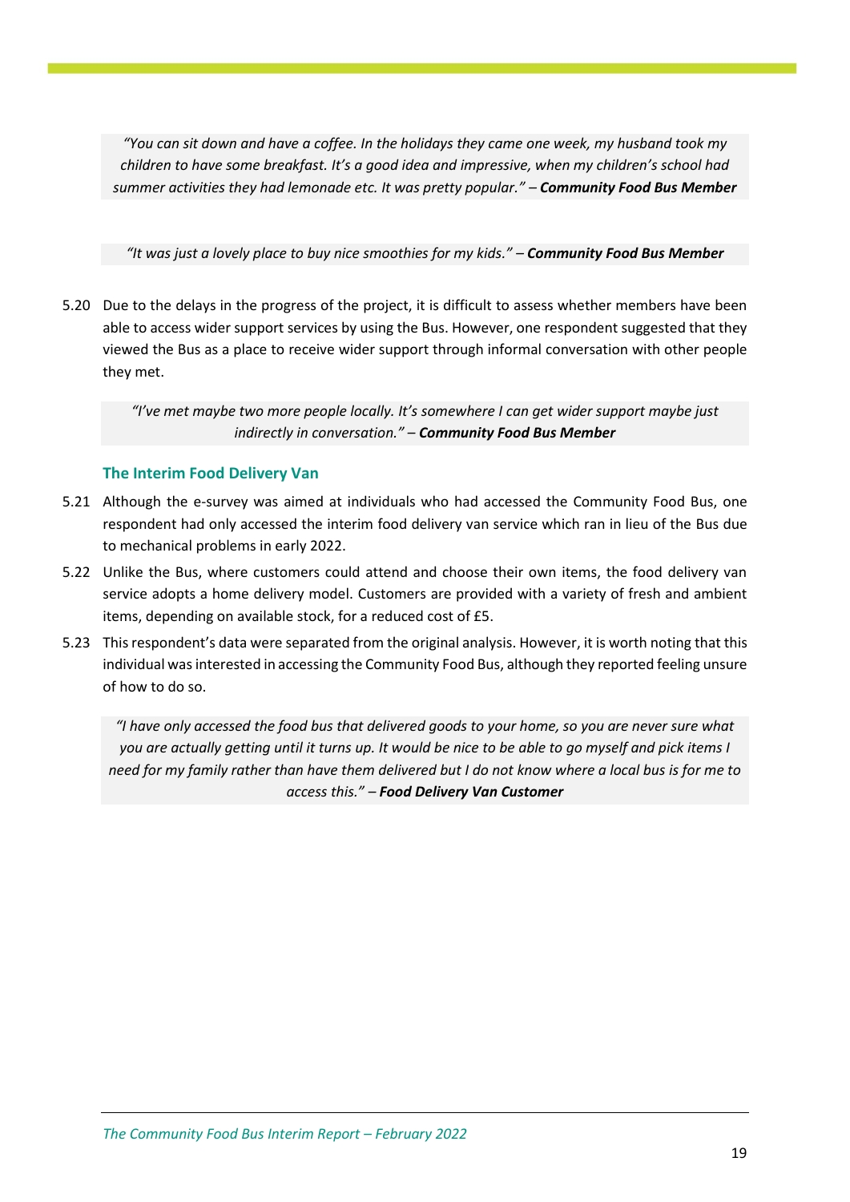> *"You can sit down and have a coffee. In the holidays they came one week, my husband took my children to have some breakfast. It's a good idea and impressive, when my children's school had summer activities they had lemonade etc. It was pretty popular."* – ***Community Food Bus Member***

> *"It was just a lovely place to buy nice smoothies for my kids."* – ***Community Food Bus Member***

5.20 Due to the delays in the progress of the project, it is difficult to assess whether members have been able to access wider support services by using the Bus. However, one respondent suggested that they viewed the Bus as a place to receive wider support through informal conversation with other people they met.

> *"I've met maybe two more people locally. It's somewhere I can get wider support maybe just indirectly in conversation."* – ***Community Food Bus Member***

### The Interim Food Delivery Van

5.21 Although the e-survey was aimed at individuals who had accessed the Community Food Bus, one respondent had only accessed the interim food delivery van service which ran in lieu of the Bus due to mechanical problems in early 2022.

5.22 Unlike the Bus, where customers could attend and choose their own items, the food delivery van service adopts a home delivery model. Customers are provided with a variety of fresh and ambient items, depending on available stock, for a reduced cost of £5.

5.23 This respondent's data were separated from the original analysis. However, it is worth noting that this individual was interested in accessing the Community Food Bus, although they reported feeling unsure of how to do so.

> *"I have only accessed the food bus that delivered goods to your home, so you are never sure what you are actually getting until it turns up. It would be nice to be able to go myself and pick items I need for my family rather than have them delivered but I do not know where a local bus is for me to access this."* – ***Food Delivery Van Customer***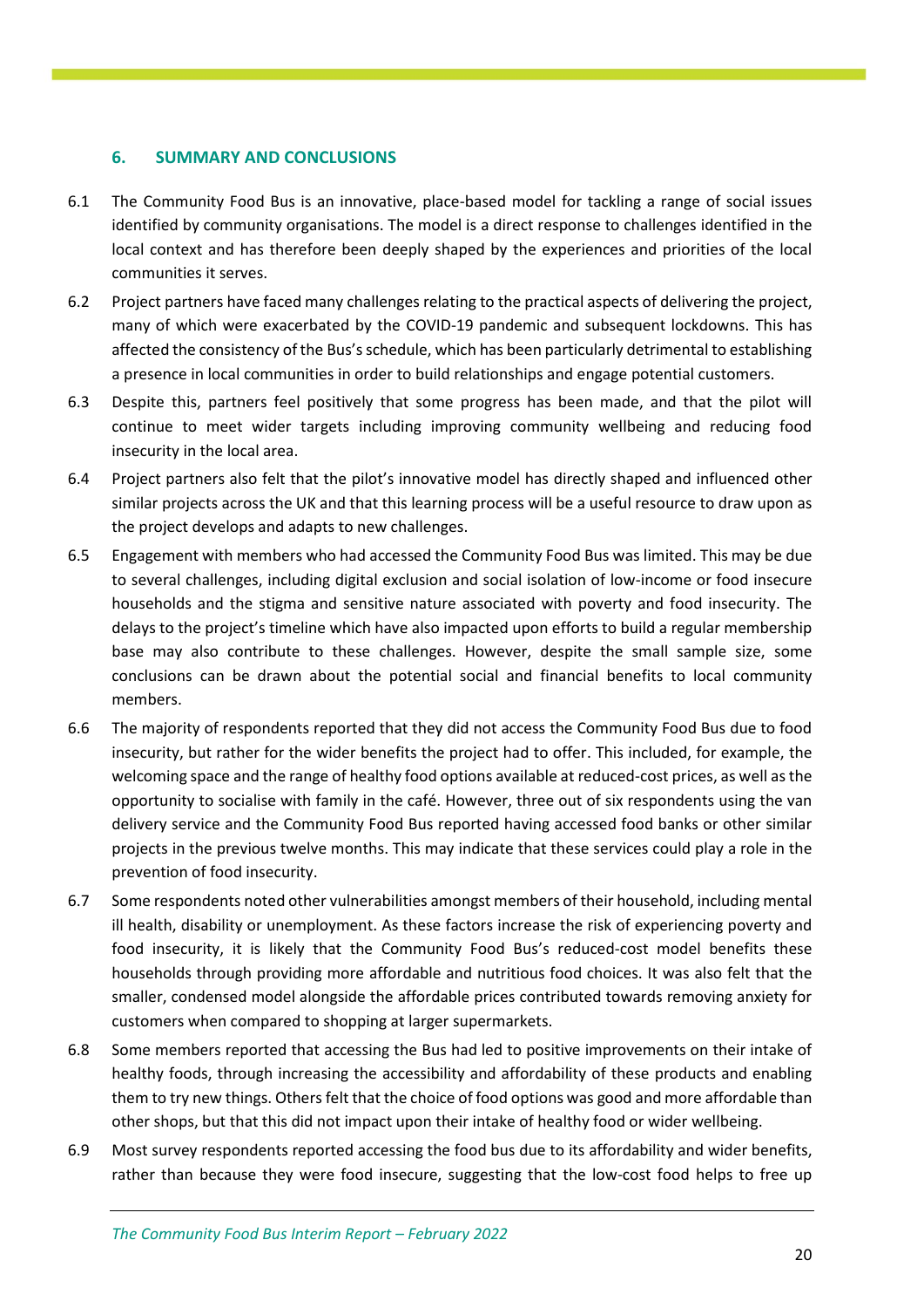## 6. SUMMARY AND CONCLUSIONS

6.1 The Community Food Bus is an innovative, place-based model for tackling a range of social issues identified by community organisations. The model is a direct response to challenges identified in the local context and has therefore been deeply shaped by the experiences and priorities of the local communities it serves.

6.2 Project partners have faced many challenges relating to the practical aspects of delivering the project, many of which were exacerbated by the COVID-19 pandemic and subsequent lockdowns. This has affected the consistency of the Bus's schedule, which has been particularly detrimental to establishing a presence in local communities in order to build relationships and engage potential customers.

6.3 Despite this, partners feel positively that some progress has been made, and that the pilot will continue to meet wider targets including improving community wellbeing and reducing food insecurity in the local area.

6.4 Project partners also felt that the pilot's innovative model has directly shaped and influenced other similar projects across the UK and that this learning process will be a useful resource to draw upon as the project develops and adapts to new challenges.

6.5 Engagement with members who had accessed the Community Food Bus was limited. This may be due to several challenges, including digital exclusion and social isolation of low-income or food insecure households and the stigma and sensitive nature associated with poverty and food insecurity. The delays to the project's timeline which have also impacted upon efforts to build a regular membership base may also contribute to these challenges. However, despite the small sample size, some conclusions can be drawn about the potential social and financial benefits to local community members.

6.6 The majority of respondents reported that they did not access the Community Food Bus due to food insecurity, but rather for the wider benefits the project had to offer. This included, for example, the welcoming space and the range of healthy food options available at reduced-cost prices, as well as the opportunity to socialise with family in the café. However, three out of six respondents using the van delivery service and the Community Food Bus reported having accessed food banks or other similar projects in the previous twelve months. This may indicate that these services could play a role in the prevention of food insecurity.

6.7 Some respondents noted other vulnerabilities amongst members of their household, including mental ill health, disability or unemployment. As these factors increase the risk of experiencing poverty and food insecurity, it is likely that the Community Food Bus's reduced-cost model benefits these households through providing more affordable and nutritious food choices. It was also felt that the smaller, condensed model alongside the affordable prices contributed towards removing anxiety for customers when compared to shopping at larger supermarkets.

6.8 Some members reported that accessing the Bus had led to positive improvements on their intake of healthy foods, through increasing the accessibility and affordability of these products and enabling them to try new things. Others felt that the choice of food options was good and more affordable than other shops, but that this did not impact upon their intake of healthy food or wider wellbeing.

6.9 Most survey respondents reported accessing the food bus due to its affordability and wider benefits, rather than because they were food insecure, suggesting that the low-cost food helps to free up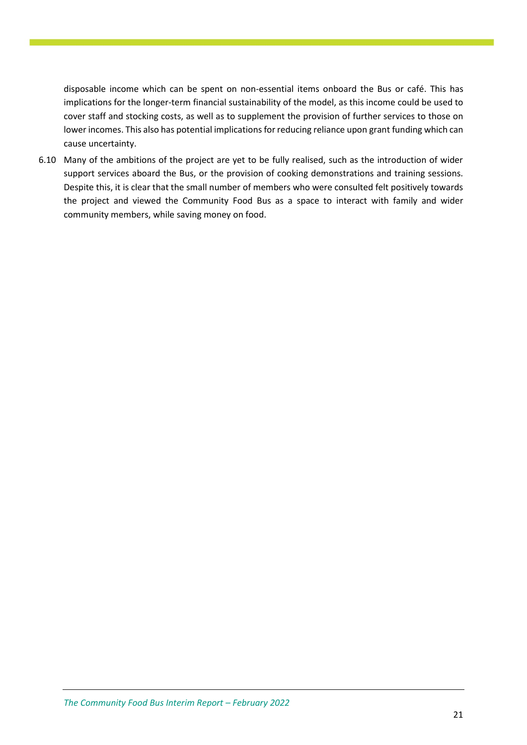disposable income which can be spent on non-essential items onboard the Bus or café. This has implications for the longer-term financial sustainability of the model, as this income could be used to cover staff and stocking costs, as well as to supplement the provision of further services to those on lower incomes. This also has potential implications for reducing reliance upon grant funding which can cause uncertainty.

6.10 Many of the ambitions of the project are yet to be fully realised, such as the introduction of wider support services aboard the Bus, or the provision of cooking demonstrations and training sessions. Despite this, it is clear that the small number of members who were consulted felt positively towards the project and viewed the Community Food Bus as a space to interact with family and wider community members, while saving money on food.